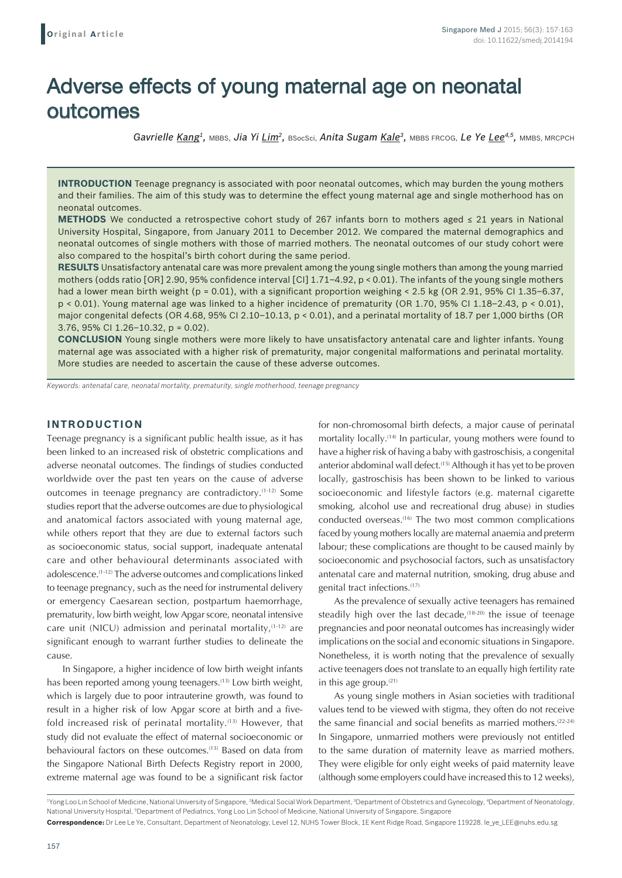**Original Article**

# Adverse effects of young maternal age on neonatal outcomes

*Gavrielle Kang*[1], MBBS, *Jia Yi Lim*[2], BSocSci, *Anita Sugam Kale*[3], MBBS FRCOG, *Le Ye Lee*[4,5], MMBS, MRCPCH

**INTRODUCTION** Teenage pregnancy is associated with poor neonatal outcomes, which may burden the young mothers and their families. The aim of this study was to determine the effect young maternal age and single motherhood has on neonatal outcomes.

**METHODS** We conducted a retrospective cohort study of 267 infants born to mothers aged ≤ 21 years in National University Hospital, Singapore, from January 2011 to December 2012. We compared the maternal demographics and neonatal outcomes of single mothers with those of married mothers. The neonatal outcomes of our study cohort were also compared to the hospital's birth cohort during the same period.

**RESULTS** Unsatisfactory antenatal care was more prevalent among the young single mothers than among the young married mothers (odds ratio [OR] 2.90, 95% confidence interval [CI] 1.71–4.92, $p < 0.01$). The infants of the young single mothers had a lower mean birth weight ($p = 0.01$), with a significant proportion weighing < 2.5 kg (OR 2.91, 95% CI 1.35–6.37, $p < 0.01$). Young maternal age was linked to a higher incidence of prematurity (OR 1.70, 95% CI 1.18–2.43, $p < 0.01$), major congenital defects (OR 4.68, 95% CI 2.10–10.13, $p < 0.01$), and a perinatal mortality of 18.7 per 1,000 births (OR 3.76, 95% CI 1.26–10.32, $p = 0.02$).

**CONCLUSION** Young single mothers were more likely to have unsatisfactory antenatal care and lighter infants. Young maternal age was associated with a higher risk of prematurity, major congenital malformations and perinatal mortality. More studies are needed to ascertain the cause of these adverse outcomes.

*Keywords: antenatal care, neonatal mortality, prematurity, single motherhood, teenage pregnancy*

## INTRODUCTION

Teenage pregnancy is a significant public health issue, as it has been linked to an increased risk of obstetric complications and adverse neonatal outcomes. The findings of studies conducted worldwide over the past ten years on the cause of adverse outcomes in teenage pregnancy are contradictory.[1-12] Some studies report that the adverse outcomes are due to physiological and anatomical factors associated with young maternal age, while others report that they are due to external factors such as socioeconomic status, social support, inadequate antenatal care and other behavioural determinants associated with adolescence.[1-12] The adverse outcomes and complications linked to teenage pregnancy, such as the need for instrumental delivery or emergency Caesarean section, postpartum haemorrhage, prematurity, low birth weight, low Apgar score, neonatal intensive care unit (NICU) admission and perinatal mortality,[1-12] are significant enough to warrant further studies to delineate the cause.

In Singapore, a higher incidence of low birth weight infants has been reported among young teenagers.[13] Low birth weight, which is largely due to poor intrauterine growth, was found to result in a higher risk of low Apgar score at birth and a five-fold increased risk of perinatal mortality.[13] However, that study did not evaluate the effect of maternal socioeconomic or behavioural factors on these outcomes.[13] Based on data from the Singapore National Birth Defects Registry report in 2000, extreme maternal age was found to be a significant risk factor for non-chromosomal birth defects, a major cause of perinatal mortality locally.[14] In particular, young mothers were found to have a higher risk of having a baby with gastroschisis, a congenital anterior abdominal wall defect.[15] Although it has yet to be proven locally, gastroschisis has been shown to be linked to various socioeconomic and lifestyle factors (e.g. maternal cigarette smoking, alcohol use and recreational drug abuse) in studies conducted overseas.[16] The two most common complications faced by young mothers locally are maternal anaemia and preterm labour; these complications are thought to be caused mainly by socioeconomic and psychosocial factors, such as unsatisfactory antenatal care and maternal nutrition, smoking, drug abuse and genital tract infections.[17]

As the prevalence of sexually active teenagers has remained steadily high over the last decade,[18-20] the issue of teenage pregnancies and poor neonatal outcomes has increasingly wider implications on the social and economic situations in Singapore. Nonetheless, it is worth noting that the prevalence of sexually active teenagers does not translate to an equally high fertility rate in this age group.[21]

As young single mothers in Asian societies with traditional values tend to be viewed with stigma, they often do not receive the same financial and social benefits as married mothers.[22-24] In Singapore, unmarried mothers were previously not entitled to the same duration of maternity leave as married mothers. They were eligible for only eight weeks of paid maternity leave (although some employers could have increased this to 12 weeks),

[1]Yong Loo Lin School of Medicine, National University of Singapore, [2]Medical Social Work Department, [3]Department of Obstetrics and Gynecology, [4]Department of Neonatology, National University Hospital, [5]Department of Pediatrics, Yong Loo Lin School of Medicine, National University of Singapore, Singapore

**Correspondence:** Dr Lee Le Ye, Consultant, Department of Neonatology, Level 12, NUHS Tower Block, 1E Kent Ridge Road, Singapore 119228. le_ye_LEE@nuhs.edu.sg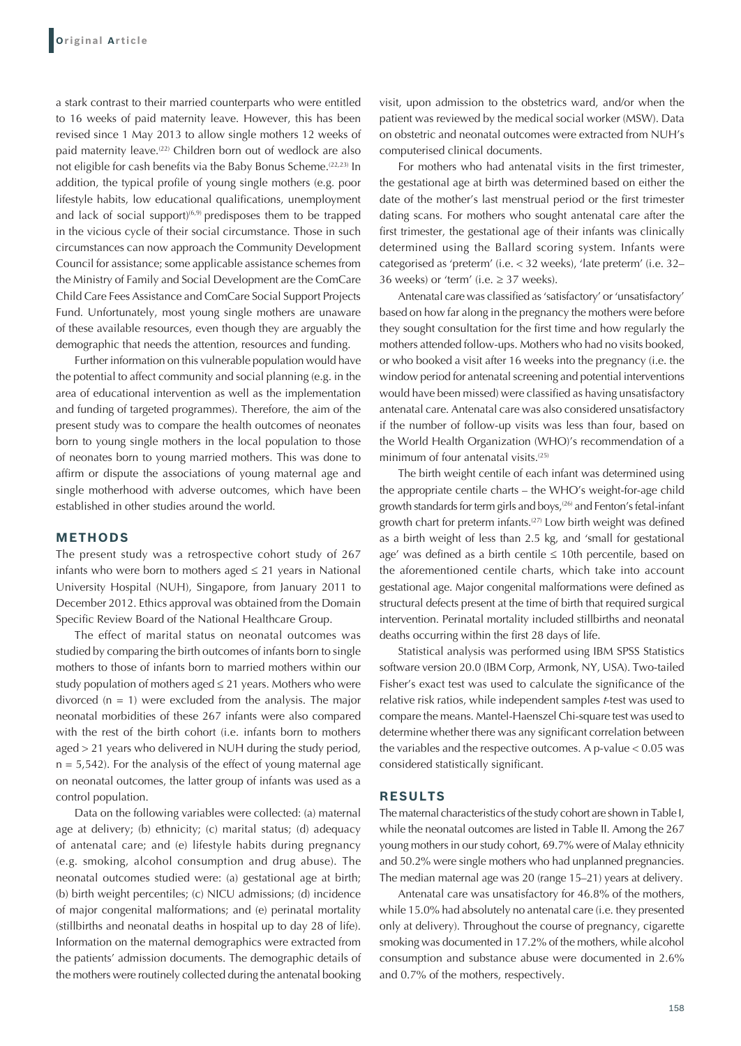a stark contrast to their married counterparts who were entitled to 16 weeks of paid maternity leave. However, this has been revised since 1 May 2013 to allow single mothers 12 weeks of paid maternity leave.[22] Children born out of wedlock are also not eligible for cash benefits via the Baby Bonus Scheme.[22,23] In addition, the typical profile of young single mothers (e.g. poor lifestyle habits, low educational qualifications, unemployment and lack of social support)[6,9] predisposes them to be trapped in the vicious cycle of their social circumstance. Those in such circumstances can now approach the Community Development Council for assistance; some applicable assistance schemes from the Ministry of Family and Social Development are the ComCare Child Care Fees Assistance and ComCare Social Support Projects Fund. Unfortunately, most young single mothers are unaware of these available resources, even though they are arguably the demographic that needs the attention, resources and funding.

Further information on this vulnerable population would have the potential to affect community and social planning (e.g. in the area of educational intervention as well as the implementation and funding of targeted programmes). Therefore, the aim of the present study was to compare the health outcomes of neonates born to young single mothers in the local population to those of neonates born to young married mothers. This was done to affirm or dispute the associations of young maternal age and single motherhood with adverse outcomes, which have been established in other studies around the world.

## METHODS

The present study was a retrospective cohort study of 267 infants who were born to mothers aged ≤ 21 years in National University Hospital (NUH), Singapore, from January 2011 to December 2012. Ethics approval was obtained from the Domain Specific Review Board of the National Healthcare Group.

The effect of marital status on neonatal outcomes was studied by comparing the birth outcomes of infants born to single mothers to those of infants born to married mothers within our study population of mothers aged ≤ 21 years. Mothers who were divorced (n = 1) were excluded from the analysis. The major neonatal morbidities of these 267 infants were also compared with the rest of the birth cohort (i.e. infants born to mothers aged > 21 years who delivered in NUH during the study period, n = 5,542). For the analysis of the effect of young maternal age on neonatal outcomes, the latter group of infants was used as a control population.

Data on the following variables were collected: (a) maternal age at delivery; (b) ethnicity; (c) marital status; (d) adequacy of antenatal care; and (e) lifestyle habits during pregnancy (e.g. smoking, alcohol consumption and drug abuse). The neonatal outcomes studied were: (a) gestational age at birth; (b) birth weight percentiles; (c) NICU admissions; (d) incidence of major congenital malformations; and (e) perinatal mortality (stillbirths and neonatal deaths in hospital up to day 28 of life). Information on the maternal demographics were extracted from the patients' admission documents. The demographic details of the mothers were routinely collected during the antenatal booking visit, upon admission to the obstetrics ward, and/or when the patient was reviewed by the medical social worker (MSW). Data on obstetric and neonatal outcomes were extracted from NUH's computerised clinical documents.

For mothers who had antenatal visits in the first trimester, the gestational age at birth was determined based on either the date of the mother's last menstrual period or the first trimester dating scans. For mothers who sought antenatal care after the first trimester, the gestational age of their infants was clinically determined using the Ballard scoring system. Infants were categorised as 'preterm' (i.e. < 32 weeks), 'late preterm' (i.e. 32–36 weeks) or 'term' (i.e. ≥ 37 weeks).

Antenatal care was classified as 'satisfactory' or 'unsatisfactory' based on how far along in the pregnancy the mothers were before they sought consultation for the first time and how regularly the mothers attended follow-ups. Mothers who had no visits booked, or who booked a visit after 16 weeks into the pregnancy (i.e. the window period for antenatal screening and potential interventions would have been missed) were classified as having unsatisfactory antenatal care. Antenatal care was also considered unsatisfactory if the number of follow-up visits was less than four, based on the World Health Organization (WHO)'s recommendation of a minimum of four antenatal visits.[25]

The birth weight centile of each infant was determined using the appropriate centile charts – the WHO's weight-for-age child growth standards for term girls and boys,[26] and Fenton's fetal-infant growth chart for preterm infants.[27] Low birth weight was defined as a birth weight of less than 2.5 kg, and 'small for gestational age' was defined as a birth centile ≤ 10th percentile, based on the aforementioned centile charts, which take into account gestational age. Major congenital malformations were defined as structural defects present at the time of birth that required surgical intervention. Perinatal mortality included stillbirths and neonatal deaths occurring within the first 28 days of life.

Statistical analysis was performed using IBM SPSS Statistics software version 20.0 (IBM Corp, Armonk, NY, USA). Two-tailed Fisher's exact test was used to calculate the significance of the relative risk ratios, while independent samples *t*-test was used to compare the means. Mantel-Haenszel Chi-square test was used to determine whether there was any significant correlation between the variables and the respective outcomes. A p-value < 0.05 was considered statistically significant.

## RESULTS

The maternal characteristics of the study cohort are shown in Table I, while the neonatal outcomes are listed in Table II. Among the 267 young mothers in our study cohort, 69.7% were of Malay ethnicity and 50.2% were single mothers who had unplanned pregnancies. The median maternal age was 20 (range 15–21) years at delivery.

Antenatal care was unsatisfactory for 46.8% of the mothers, while 15.0% had absolutely no antenatal care (i.e. they presented only at delivery). Throughout the course of pregnancy, cigarette smoking was documented in 17.2% of the mothers, while alcohol consumption and substance abuse were documented in 2.6% and 0.7% of the mothers, respectively.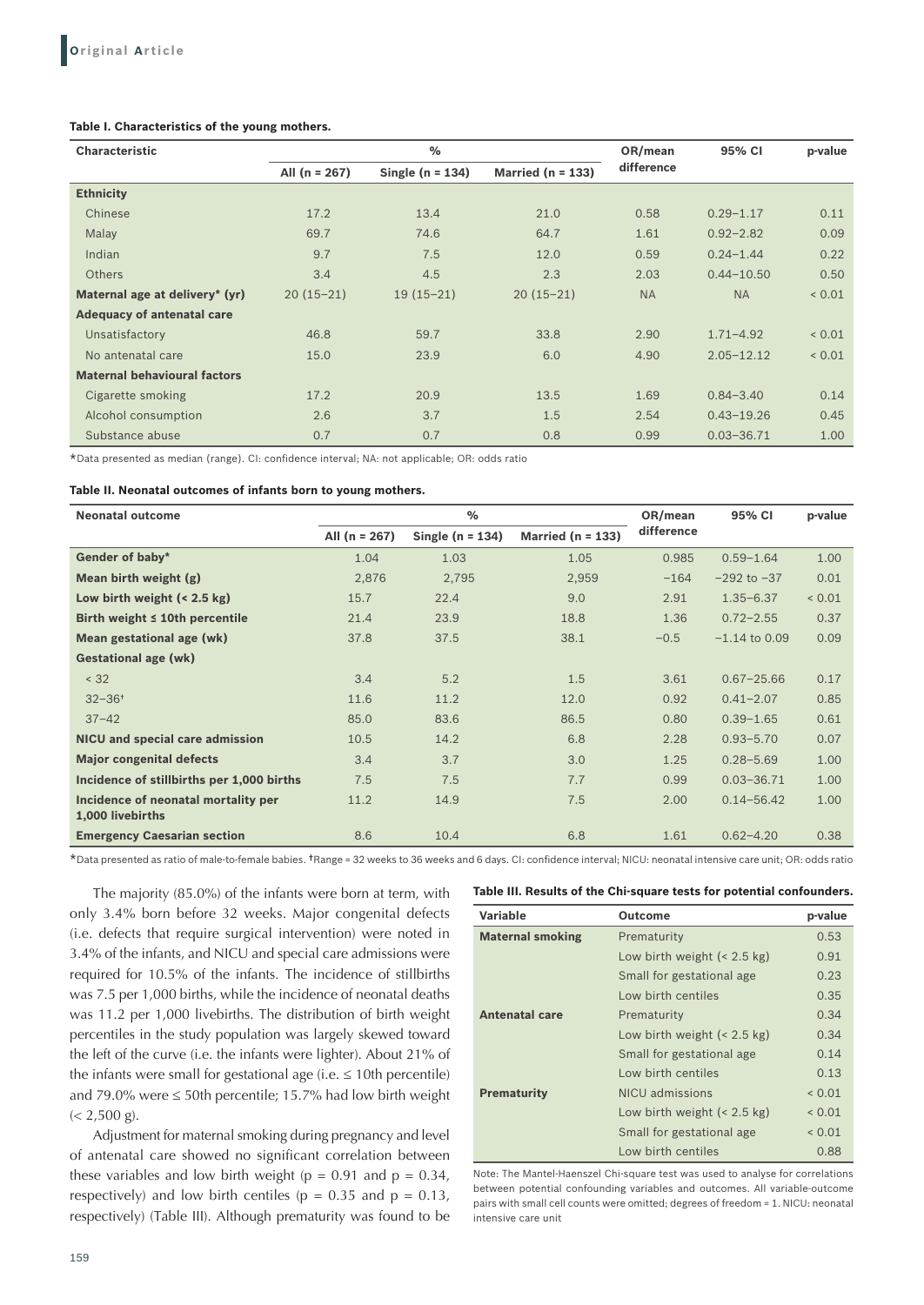**Table I. Characteristics of the young mothers.**

| Characteristic | % | | | OR/mean difference | 95% CI | p-value |
|---|---|---|---|---|---|---|
| | All (n = 267) | Single (n = 134) | Married (n = 133) | | | |
| **Ethnicity** | | | | | | |
| Chinese | 17.2 | 13.4 | 21.0 | 0.58 | 0.29–1.17 | 0.11 |
| Malay | 69.7 | 74.6 | 64.7 | 1.61 | 0.92–2.82 | 0.09 |
| Indian | 9.7 | 7.5 | 12.0 | 0.59 | 0.24–1.44 | 0.22 |
| Others | 3.4 | 4.5 | 2.3 | 2.03 | 0.44–10.50 | 0.50 |
| **Maternal age at delivery* (yr)** | 20 (15–21) | 19 (15–21) | 20 (15–21) | NA | NA | < 0.01 |
| **Adequacy of antenatal care** | | | | | | |
| Unsatisfactory | 46.8 | 59.7 | 33.8 | 2.90 | 1.71–4.92 | < 0.01 |
| No antenatal care | 15.0 | 23.9 | 6.0 | 4.90 | 2.05–12.12 | < 0.01 |
| **Maternal behavioural factors** | | | | | | |
| Cigarette smoking | 17.2 | 20.9 | 13.5 | 1.69 | 0.84–3.40 | 0.14 |
| Alcohol consumption | 2.6 | 3.7 | 1.5 | 2.54 | 0.43–19.26 | 0.45 |
| Substance abuse | 0.7 | 0.7 | 0.8 | 0.99 | 0.03–36.71 | 1.00 |

*Data presented as median (range). CI: confidence interval; NA: not applicable; OR: odds ratio

**Table II. Neonatal outcomes of infants born to young mothers.**

| Neonatal outcome | % | | | OR/mean difference | 95% CI | p-value |
|---|---|---|---|---|---|---|
| | All (n = 267) | Single (n = 134) | Married (n = 133) | | | |
| **Gender of baby*** | 1.04 | 1.03 | 1.05 | 0.985 | 0.59–1.64 | 1.00 |
| **Mean birth weight (g)** | 2,876 | 2,795 | 2,959 | −164 | −292 to −37 | 0.01 |
| **Low birth weight (< 2.5 kg)** | 15.7 | 22.4 | 9.0 | 2.91 | 1.35–6.37 | < 0.01 |
| **Birth weight ≤ 10th percentile** | 21.4 | 23.9 | 18.8 | 1.36 | 0.72–2.55 | 0.37 |
| **Mean gestational age (wk)** | 37.8 | 37.5 | 38.1 | −0.5 | −1.14 to 0.09 | 0.09 |
| **Gestational age (wk)** | | | | | | |
| < 32 | 3.4 | 5.2 | 1.5 | 3.61 | 0.67–25.66 | 0.17 |
| 32–36† | 11.6 | 11.2 | 12.0 | 0.92 | 0.41–2.07 | 0.85 |
| 37–42 | 85.0 | 83.6 | 86.5 | 0.80 | 0.39–1.65 | 0.61 |
| **NICU and special care admission** | 10.5 | 14.2 | 6.8 | 2.28 | 0.93–5.70 | 0.07 |
| **Major congenital defects** | 3.4 | 3.7 | 3.0 | 1.25 | 0.28–5.69 | 1.00 |
| **Incidence of stillbirths per 1,000 births** | 7.5 | 7.5 | 7.7 | 0.99 | 0.03–36.71 | 1.00 |
| **Incidence of neonatal mortality per 1,000 livebirths** | 11.2 | 14.9 | 7.5 | 2.00 | 0.14–56.42 | 1.00 |
| **Emergency Caesarian section** | 8.6 | 10.4 | 6.8 | 1.61 | 0.62–4.20 | 0.38 |

*Data presented as ratio of male-to-female babies. †Range = 32 weeks to 36 weeks and 6 days. CI: confidence interval; NICU: neonatal intensive care unit; OR: odds ratio

The majority (85.0%) of the infants were born at term, with only 3.4% born before 32 weeks. Major congenital defects (i.e. defects that require surgical intervention) were noted in 3.4% of the infants, and NICU and special care admissions were required for 10.5% of the infants. The incidence of stillbirths was 7.5 per 1,000 births, while the incidence of neonatal deaths was 11.2 per 1,000 livebirths. The distribution of birth weight percentiles in the study population was largely skewed toward the left of the curve (i.e. the infants were lighter). About 21% of the infants were small for gestational age (i.e. ≤ 10th percentile) and 79.0% were ≤ 50th percentile; 15.7% had low birth weight (< 2,500 g).

Adjustment for maternal smoking during pregnancy and level of antenatal care showed no significant correlation between these variables and low birth weight ($p = 0.91$ and $p = 0.34$, respectively) and low birth centiles ($p = 0.35$ and $p = 0.13$, respectively) (Table III). Although prematurity was found to be

**Table III. Results of the Chi-square tests for potential confounders.**

| Variable | Outcome | p-value |
|---|---|---|
| **Maternal smoking** | Prematurity | 0.53 |
| | Low birth weight (< 2.5 kg) | 0.91 |
| | Small for gestational age | 0.23 |
| | Low birth centiles | 0.35 |
| **Antenatal care** | Prematurity | 0.34 |
| | Low birth weight (< 2.5 kg) | 0.34 |
| | Small for gestational age | 0.14 |
| | Low birth centiles | 0.13 |
| **Prematurity** | NICU admissions | < 0.01 |
| | Low birth weight (< 2.5 kg) | < 0.01 |
| | Small for gestational age | < 0.01 |
| | Low birth centiles | 0.88 |

Note: The Mantel-Haenszel Chi-square test was used to analyse for correlations between potential confounding variables and outcomes. All variable-outcome pairs with small cell counts were omitted; degrees of freedom = 1. NICU: neonatal intensive care unit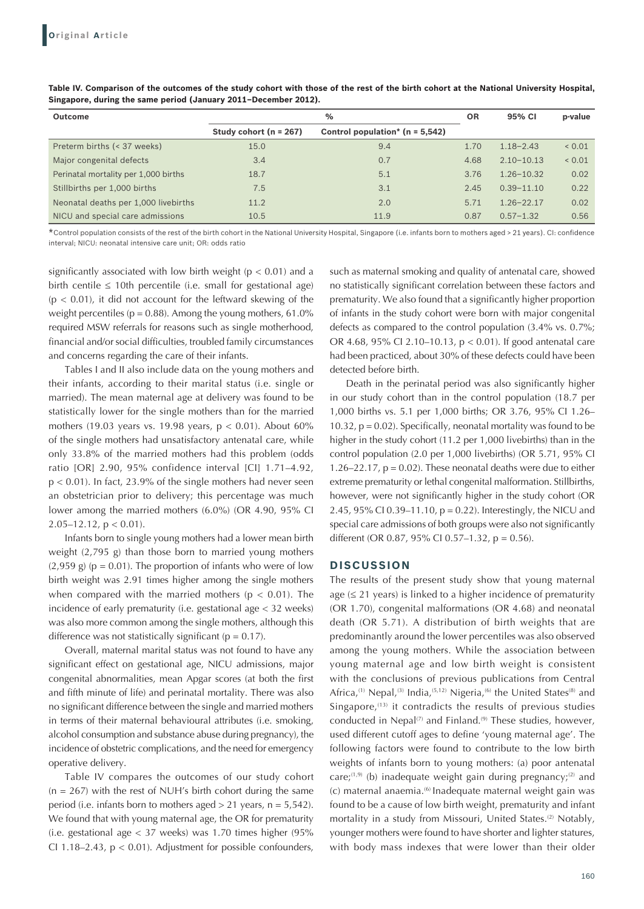**Table IV. Comparison of the outcomes of the study cohort with those of the rest of the birth cohort at the National University Hospital, Singapore, during the same period (January 2011–December 2012).**

| Outcome | % | | OR | 95% CI | p-value |
|---|---|---|---|---|---|
| | Study cohort (n = 267) | Control population* (n = 5,542) | | | |
| Preterm births (< 37 weeks) | 15.0 | 9.4 | 1.70 | 1.18–2.43 | < 0.01 |
| Major congenital defects | 3.4 | 0.7 | 4.68 | 2.10–10.13 | < 0.01 |
| Perinatal mortality per 1,000 births | 18.7 | 5.1 | 3.76 | 1.26–10.32 | 0.02 |
| Stillbirths per 1,000 births | 7.5 | 3.1 | 2.45 | 0.39–11.10 | 0.22 |
| Neonatal deaths per 1,000 livebirths | 11.2 | 2.0 | 5.71 | 1.26–22.17 | 0.02 |
| NICU and special care admissions | 10.5 | 11.9 | 0.87 | 0.57–1.32 | 0.56 |

*Control population consists of the rest of the birth cohort in the National University Hospital, Singapore (i.e. infants born to mothers aged > 21 years). CI: confidence interval; NICU: neonatal intensive care unit; OR: odds ratio

significantly associated with low birth weight ($p < 0.01$) and a birth centile ≤ 10th percentile (i.e. small for gestational age) ($p < 0.01$), it did not account for the leftward skewing of the weight percentiles ($p = 0.88$). Among the young mothers, 61.0% required MSW referrals for reasons such as single motherhood, financial and/or social difficulties, troubled family circumstances and concerns regarding the care of their infants.

Tables I and II also include data on the young mothers and their infants, according to their marital status (i.e. single or married). The mean maternal age at delivery was found to be statistically lower for the single mothers than for the married mothers (19.03 years vs. 19.98 years, $p < 0.01$). About 60% of the single mothers had unsatisfactory antenatal care, while only 33.8% of the married mothers had this problem (odds ratio [OR] 2.90, 95% confidence interval [CI] 1.71–4.92, $p < 0.01$). In fact, 23.9% of the single mothers had never seen an obstetrician prior to delivery; this percentage was much lower among the married mothers (6.0%) (OR 4.90, 95% CI 2.05–12.12, $p < 0.01$).

Infants born to single young mothers had a lower mean birth weight (2,795 g) than those born to married young mothers (2,959 g) ($p = 0.01$). The proportion of infants who were of low birth weight was 2.91 times higher among the single mothers when compared with the married mothers ($p < 0.01$). The incidence of early prematurity (i.e. gestational age < 32 weeks) was also more common among the single mothers, although this difference was not statistically significant ($p = 0.17$).

Overall, maternal marital status was not found to have any significant effect on gestational age, NICU admissions, major congenital abnormalities, mean Apgar scores (at both the first and fifth minute of life) and perinatal mortality. There was also no significant difference between the single and married mothers in terms of their maternal behavioural attributes (i.e. smoking, alcohol consumption and substance abuse during pregnancy), the incidence of obstetric complications, and the need for emergency operative delivery.

Table IV compares the outcomes of our study cohort (n = 267) with the rest of NUH's birth cohort during the same period (i.e. infants born to mothers aged > 21 years, n = 5,542). We found that with young maternal age, the OR for prematurity (i.e. gestational age < 37 weeks) was 1.70 times higher (95% CI 1.18–2.43, $p < 0.01$). Adjustment for possible confounders, such as maternal smoking and quality of antenatal care, showed no statistically significant correlation between these factors and prematurity. We also found that a significantly higher proportion of infants in the study cohort were born with major congenital defects as compared to the control population (3.4% vs. 0.7%; OR 4.68, 95% CI 2.10–10.13, $p < 0.01$). If good antenatal care had been practiced, about 30% of these defects could have been detected before birth.

Death in the perinatal period was also significantly higher in our study cohort than in the control population (18.7 per 1,000 births vs. 5.1 per 1,000 births; OR 3.76, 95% CI 1.26–10.32, $p = 0.02$). Specifically, neonatal mortality was found to be higher in the study cohort (11.2 per 1,000 livebirths) than in the control population (2.0 per 1,000 livebirths) (OR 5.71, 95% CI 1.26–22.17, $p = 0.02$). These neonatal deaths were due to either extreme prematurity or lethal congenital malformation. Stillbirths, however, were not significantly higher in the study cohort (OR 2.45, 95% CI 0.39–11.10, $p = 0.22$). Interestingly, the NICU and special care admissions of both groups were also not significantly different (OR 0.87, 95% CI 0.57–1.32, $p = 0.56$).

## DISCUSSION

The results of the present study show that young maternal age (≤ 21 years) is linked to a higher incidence of prematurity (OR 1.70), congenital malformations (OR 4.68) and neonatal death (OR 5.71). A distribution of birth weights that are predominantly around the lower percentiles was also observed among the young mothers. While the association between young maternal age and low birth weight is consistent with the conclusions of previous publications from Central Africa,[1] Nepal,[3] India,[5,12] Nigeria,[6] the United States[8] and Singapore,[13] it contradicts the results of previous studies conducted in Nepal[7] and Finland.[9] These studies, however, used different cutoff ages to define 'young maternal age'. The following factors were found to contribute to the low birth weights of infants born to young mothers: (a) poor antenatal care;[1,9] (b) inadequate weight gain during pregnancy;[2] and (c) maternal anaemia.[6] Inadequate maternal weight gain was found to be a cause of low birth weight, prematurity and infant mortality in a study from Missouri, United States.[2] Notably, younger mothers were found to have shorter and lighter statures, with body mass indexes that were lower than their older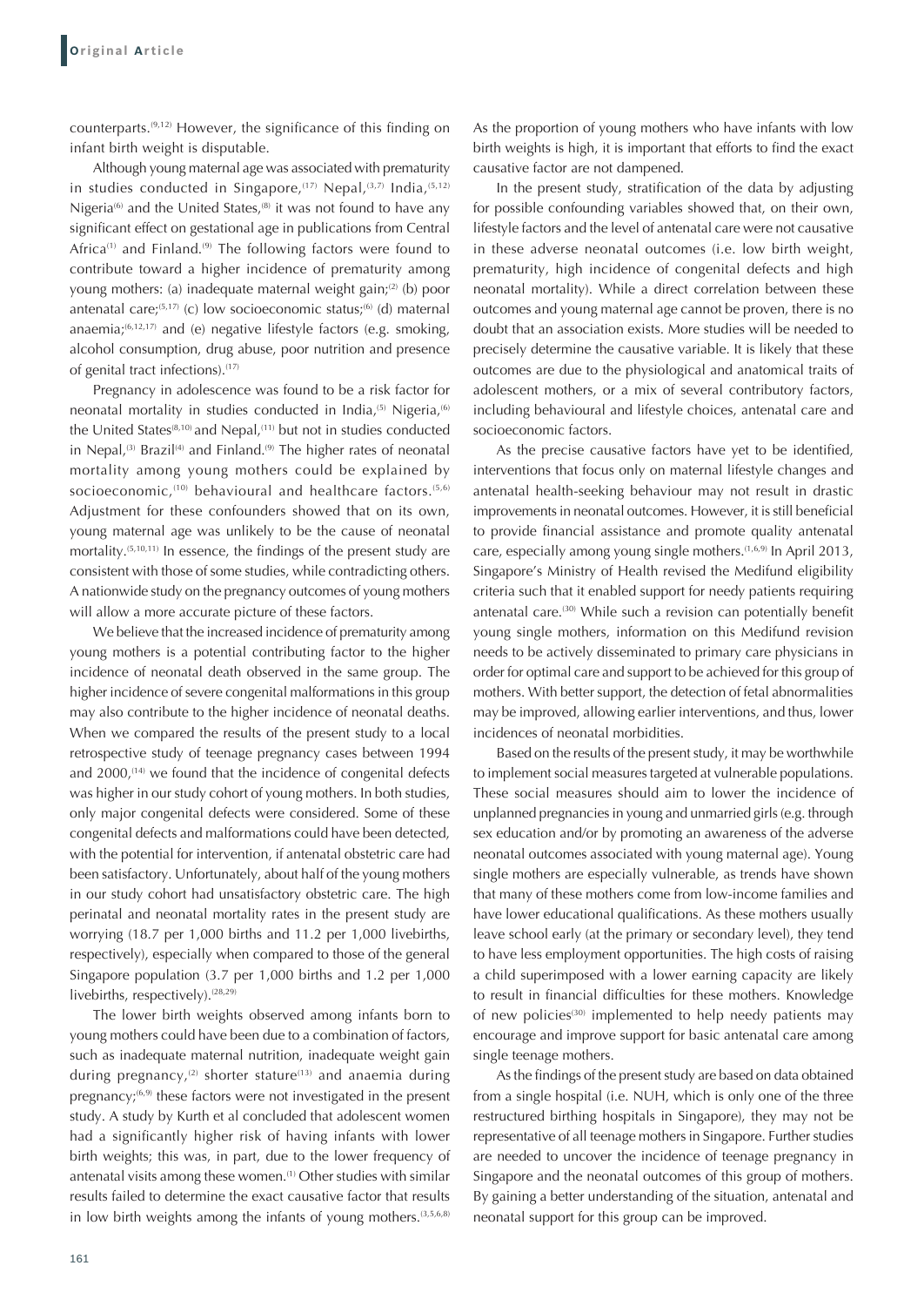counterparts.[9,12] However, the significance of this finding on infant birth weight is disputable.

Although young maternal age was associated with prematurity in studies conducted in Singapore,[17] Nepal,[3,7] India,[5,12] Nigeria[6] and the United States,[8] it was not found to have any significant effect on gestational age in publications from Central Africa[1] and Finland.[9] The following factors were found to contribute toward a higher incidence of prematurity among young mothers: (a) inadequate maternal weight gain;[2] (b) poor antenatal care;[5,17] (c) low socioeconomic status;[6] (d) maternal anaemia;[6,12,17] and (e) negative lifestyle factors (e.g. smoking, alcohol consumption, drug abuse, poor nutrition and presence of genital tract infections).[17]

Pregnancy in adolescence was found to be a risk factor for neonatal mortality in studies conducted in India,[5] Nigeria,[6] the United States[8,10] and Nepal,[11] but not in studies conducted in Nepal,[3] Brazil[4] and Finland.[9] The higher rates of neonatal mortality among young mothers could be explained by socioeconomic,[10] behavioural and healthcare factors.[5,6] Adjustment for these confounders showed that on its own, young maternal age was unlikely to be the cause of neonatal mortality.[5,10,11] In essence, the findings of the present study are consistent with those of some studies, while contradicting others. A nationwide study on the pregnancy outcomes of young mothers will allow a more accurate picture of these factors.

We believe that the increased incidence of prematurity among young mothers is a potential contributing factor to the higher incidence of neonatal death observed in the same group. The higher incidence of severe congenital malformations in this group may also contribute to the higher incidence of neonatal deaths. When we compared the results of the present study to a local retrospective study of teenage pregnancy cases between 1994 and 2000,[14] we found that the incidence of congenital defects was higher in our study cohort of young mothers. In both studies, only major congenital defects were considered. Some of these congenital defects and malformations could have been detected, with the potential for intervention, if antenatal obstetric care had been satisfactory. Unfortunately, about half of the young mothers in our study cohort had unsatisfactory obstetric care. The high perinatal and neonatal mortality rates in the present study are worrying (18.7 per 1,000 births and 11.2 per 1,000 livebirths, respectively), especially when compared to those of the general Singapore population (3.7 per 1,000 births and 1.2 per 1,000 livebirths, respectively).[28,29]

The lower birth weights observed among infants born to young mothers could have been due to a combination of factors, such as inadequate maternal nutrition, inadequate weight gain during pregnancy,[2] shorter stature[13] and anaemia during pregnancy;[6,9] these factors were not investigated in the present study. A study by Kurth et al concluded that adolescent women had a significantly higher risk of having infants with lower birth weights; this was, in part, due to the lower frequency of antenatal visits among these women.[1] Other studies with similar results failed to determine the exact causative factor that results in low birth weights among the infants of young mothers.[3,5,6,8] As the proportion of young mothers who have infants with low birth weights is high, it is important that efforts to find the exact causative factor are not dampened.

In the present study, stratification of the data by adjusting for possible confounding variables showed that, on their own, lifestyle factors and the level of antenatal care were not causative in these adverse neonatal outcomes (i.e. low birth weight, prematurity, high incidence of congenital defects and high neonatal mortality). While a direct correlation between these outcomes and young maternal age cannot be proven, there is no doubt that an association exists. More studies will be needed to precisely determine the causative variable. It is likely that these outcomes are due to the physiological and anatomical traits of adolescent mothers, or a mix of several contributory factors, including behavioural and lifestyle choices, antenatal care and socioeconomic factors.

As the precise causative factors have yet to be identified, interventions that focus only on maternal lifestyle changes and antenatal health-seeking behaviour may not result in drastic improvements in neonatal outcomes. However, it is still beneficial to provide financial assistance and promote quality antenatal care, especially among young single mothers.[1,6,9] In April 2013, Singapore's Ministry of Health revised the Medifund eligibility criteria such that it enabled support for needy patients requiring antenatal care.[30] While such a revision can potentially benefit young single mothers, information on this Medifund revision needs to be actively disseminated to primary care physicians in order for optimal care and support to be achieved for this group of mothers. With better support, the detection of fetal abnormalities may be improved, allowing earlier interventions, and thus, lower incidences of neonatal morbidities.

Based on the results of the present study, it may be worthwhile to implement social measures targeted at vulnerable populations. These social measures should aim to lower the incidence of unplanned pregnancies in young and unmarried girls (e.g. through sex education and/or by promoting an awareness of the adverse neonatal outcomes associated with young maternal age). Young single mothers are especially vulnerable, as trends have shown that many of these mothers come from low-income families and have lower educational qualifications. As these mothers usually leave school early (at the primary or secondary level), they tend to have less employment opportunities. The high costs of raising a child superimposed with a lower earning capacity are likely to result in financial difficulties for these mothers. Knowledge of new policies[30] implemented to help needy patients may encourage and improve support for basic antenatal care among single teenage mothers.

As the findings of the present study are based on data obtained from a single hospital (i.e. NUH, which is only one of the three restructured birthing hospitals in Singapore), they may not be representative of all teenage mothers in Singapore. Further studies are needed to uncover the incidence of teenage pregnancy in Singapore and the neonatal outcomes of this group of mothers. By gaining a better understanding of the situation, antenatal and neonatal support for this group can be improved.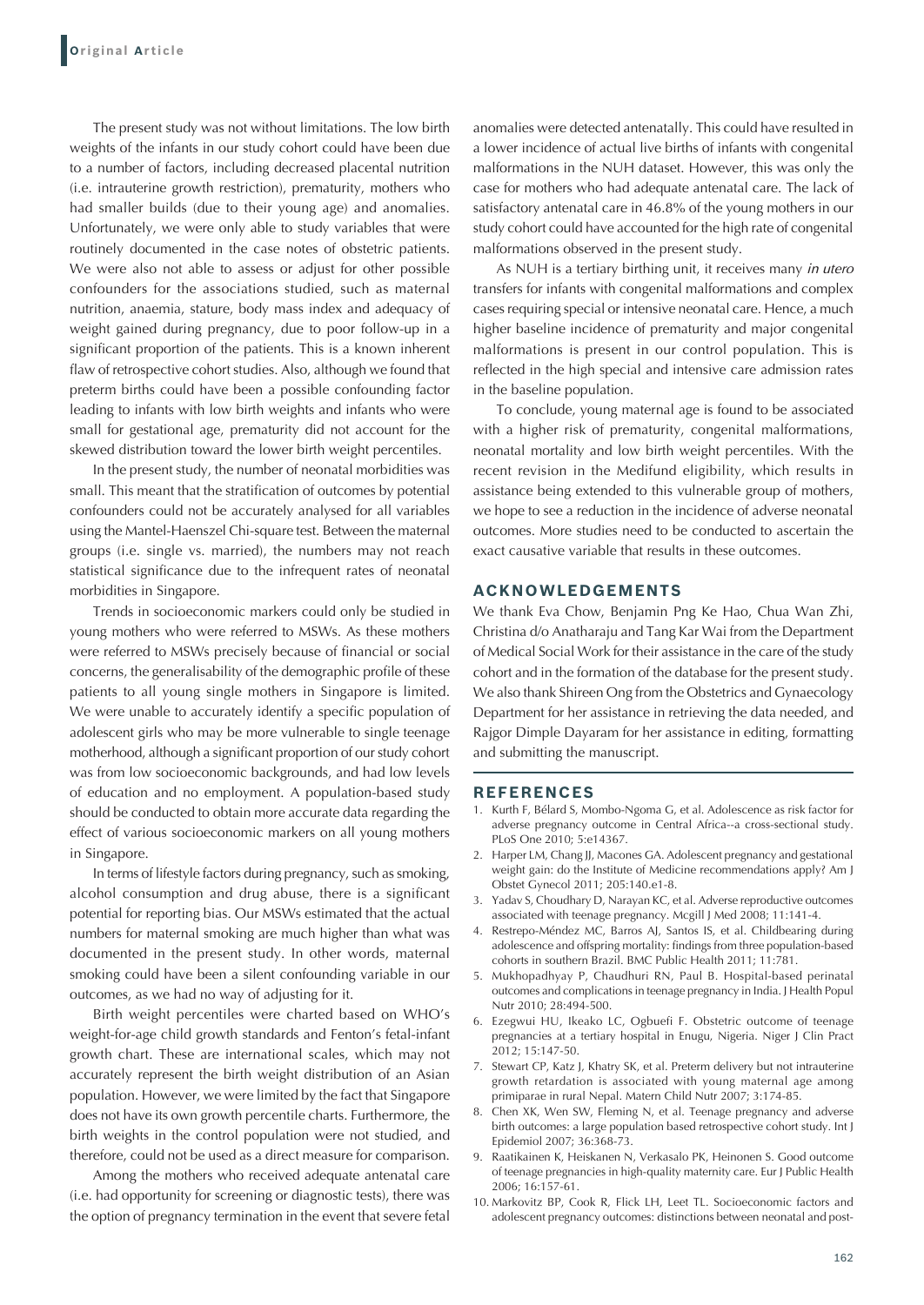The present study was not without limitations. The low birth weights of the infants in our study cohort could have been due to a number of factors, including decreased placental nutrition (i.e. intrauterine growth restriction), prematurity, mothers who had smaller builds (due to their young age) and anomalies. Unfortunately, we were only able to study variables that were routinely documented in the case notes of obstetric patients. We were also not able to assess or adjust for other possible confounders for the associations studied, such as maternal nutrition, anaemia, stature, body mass index and adequacy of weight gained during pregnancy, due to poor follow-up in a significant proportion of the patients. This is a known inherent flaw of retrospective cohort studies. Also, although we found that preterm births could have been a possible confounding factor leading to infants with low birth weights and infants who were small for gestational age, prematurity did not account for the skewed distribution toward the lower birth weight percentiles.

In the present study, the number of neonatal morbidities was small. This meant that the stratification of outcomes by potential confounders could not be accurately analysed for all variables using the Mantel-Haenszel Chi-square test. Between the maternal groups (i.e. single vs. married), the numbers may not reach statistical significance due to the infrequent rates of neonatal morbidities in Singapore.

Trends in socioeconomic markers could only be studied in young mothers who were referred to MSWs. As these mothers were referred to MSWs precisely because of financial or social concerns, the generalisability of the demographic profile of these patients to all young single mothers in Singapore is limited. We were unable to accurately identify a specific population of adolescent girls who may be more vulnerable to single teenage motherhood, although a significant proportion of our study cohort was from low socioeconomic backgrounds, and had low levels of education and no employment. A population-based study should be conducted to obtain more accurate data regarding the effect of various socioeconomic markers on all young mothers in Singapore.

In terms of lifestyle factors during pregnancy, such as smoking, alcohol consumption and drug abuse, there is a significant potential for reporting bias. Our MSWs estimated that the actual numbers for maternal smoking are much higher than what was documented in the present study. In other words, maternal smoking could have been a silent confounding variable in our outcomes, as we had no way of adjusting for it.

Birth weight percentiles were charted based on WHO's weight-for-age child growth standards and Fenton's fetal-infant growth chart. These are international scales, which may not accurately represent the birth weight distribution of an Asian population. However, we were limited by the fact that Singapore does not have its own growth percentile charts. Furthermore, the birth weights in the control population were not studied, and therefore, could not be used as a direct measure for comparison.

Among the mothers who received adequate antenatal care (i.e. had opportunity for screening or diagnostic tests), there was the option of pregnancy termination in the event that severe fetal anomalies were detected antenatally. This could have resulted in a lower incidence of actual live births of infants with congenital malformations in the NUH dataset. However, this was only the case for mothers who had adequate antenatal care. The lack of satisfactory antenatal care in 46.8% of the young mothers in our study cohort could have accounted for the high rate of congenital malformations observed in the present study.

As NUH is a tertiary birthing unit, it receives many *in utero* transfers for infants with congenital malformations and complex cases requiring special or intensive neonatal care. Hence, a much higher baseline incidence of prematurity and major congenital malformations is present in our control population. This is reflected in the high special and intensive care admission rates in the baseline population.

To conclude, young maternal age is found to be associated with a higher risk of prematurity, congenital malformations, neonatal mortality and low birth weight percentiles. With the recent revision in the Medifund eligibility, which results in assistance being extended to this vulnerable group of mothers, we hope to see a reduction in the incidence of adverse neonatal outcomes. More studies need to be conducted to ascertain the exact causative variable that results in these outcomes.

## ACKNOWLEDGEMENTS

We thank Eva Chow, Benjamin Png Ke Hao, Chua Wan Zhi, Christina d/o Anatharaju and Tang Kar Wai from the Department of Medical Social Work for their assistance in the care of the study cohort and in the formation of the database for the present study. We also thank Shireen Ong from the Obstetrics and Gynaecology Department for her assistance in retrieving the data needed, and Rajgor Dimple Dayaram for her assistance in editing, formatting and submitting the manuscript.

## REFERENCES

1. Kurth F, Bélard S, Mombo-Ngoma G, et al. Adolescence as risk factor for adverse pregnancy outcome in Central Africa--a cross-sectional study. PLoS One 2010; 5:e14367.
2. Harper LM, Chang JJ, Macones GA. Adolescent pregnancy and gestational weight gain: do the Institute of Medicine recommendations apply? Am J Obstet Gynecol 2011; 205:140.e1-8.
3. Yadav S, Choudhary D, Narayan KC, et al. Adverse reproductive outcomes associated with teenage pregnancy. Mcgill J Med 2008; 11:141-4.
4. Restrepo-Méndez MC, Barros AJ, Santos IS, et al. Childbearing during adolescence and offspring mortality: findings from three population-based cohorts in southern Brazil. BMC Public Health 2011; 11:781.
5. Mukhopadhyay P, Chaudhuri RN, Paul B. Hospital-based perinatal outcomes and complications in teenage pregnancy in India. J Health Popul Nutr 2010; 28:494-500.
6. Ezegwui HU, Ikeako LC, Ogbuefi F. Obstetric outcome of teenage pregnancies at a tertiary hospital in Enugu, Nigeria. Niger J Clin Pract 2012; 15:147-50.
7. Stewart CP, Katz J, Khatry SK, et al. Preterm delivery but not intrauterine growth retardation is associated with young maternal age among primiparae in rural Nepal. Matern Child Nutr 2007; 3:174-85.
8. Chen XK, Wen SW, Fleming N, et al. Teenage pregnancy and adverse birth outcomes: a large population based retrospective cohort study. Int J Epidemiol 2007; 36:368-73.
9. Raatikainen K, Heiskanen N, Verkasalo PK, Heinonen S. Good outcome of teenage pregnancies in high-quality maternity care. Eur J Public Health 2006; 16:157-61.
10. Markovitz BP, Cook R, Flick LH, Leet TL. Socioeconomic factors and adolescent pregnancy outcomes: distinctions between neonatal and post-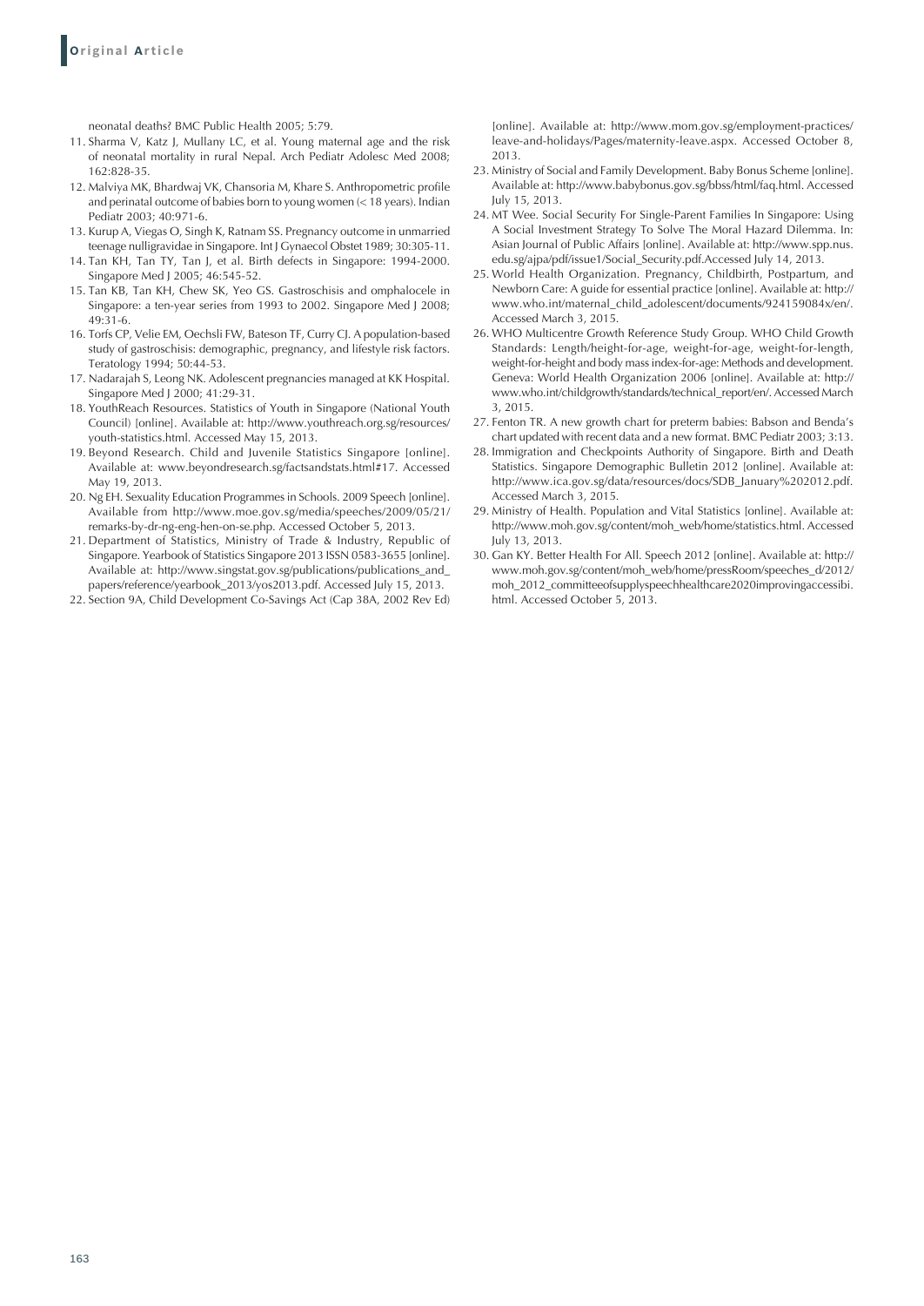neonatal deaths? BMC Public Health 2005; 5:79.

11. Sharma V, Katz J, Mullany LC, et al. Young maternal age and the risk of neonatal mortality in rural Nepal. Arch Pediatr Adolesc Med 2008; 162:828-35.
12. Malviya MK, Bhardwaj VK, Chansoria M, Khare S. Anthropometric profile and perinatal outcome of babies born to young women (< 18 years). Indian Pediatr 2003; 40:971-6.
13. Kurup A, Viegas O, Singh K, Ratnam SS. Pregnancy outcome in unmarried teenage nulligravidae in Singapore. Int J Gynaecol Obstet 1989; 30:305-11.
14. Tan KH, Tan TY, Tan J, et al. Birth defects in Singapore: 1994-2000. Singapore Med J 2005; 46:545-52.
15. Tan KB, Tan KH, Chew SK, Yeo GS. Gastroschisis and omphalocele in Singapore: a ten-year series from 1993 to 2002. Singapore Med J 2008; 49:31-6.
16. Torfs CP, Velie EM, Oechsli FW, Bateson TF, Curry CJ. A population-based study of gastroschisis: demographic, pregnancy, and lifestyle risk factors. Teratology 1994; 50:44-53.
17. Nadarajah S, Leong NK. Adolescent pregnancies managed at KK Hospital. Singapore Med J 2000; 41:29-31.
18. YouthReach Resources. Statistics of Youth in Singapore (National Youth Council) [online]. Available at: http://www.youthreach.org.sg/resources/youth-statistics.html. Accessed May 15, 2013.
19. Beyond Research. Child and Juvenile Statistics Singapore [online]. Available at: www.beyondresearch.sg/factsandstats.html#17. Accessed May 19, 2013.
20. Ng EH. Sexuality Education Programmes in Schools. 2009 Speech [online]. Available from http://www.moe.gov.sg/media/speeches/2009/05/21/remarks-by-dr-ng-eng-hen-on-se.php. Accessed October 5, 2013.
21. Department of Statistics, Ministry of Trade & Industry, Republic of Singapore. Yearbook of Statistics Singapore 2013 ISSN 0583-3655 [online]. Available at: http://www.singstat.gov.sg/publications/publications_and_papers/reference/yearbook_2013/yos2013.pdf. Accessed July 15, 2013.
22. Section 9A, Child Development Co-Savings Act (Cap 38A, 2002 Rev Ed) [online]. Available at: http://www.mom.gov.sg/employment-practices/leave-and-holidays/Pages/maternity-leave.aspx. Accessed October 8, 2013.
23. Ministry of Social and Family Development. Baby Bonus Scheme [online]. Available at: http://www.babybonus.gov.sg/bbss/html/faq.html. Accessed July 15, 2013.
24. MT Wee. Social Security For Single-Parent Families In Singapore: Using A Social Investment Strategy To Solve The Moral Hazard Dilemma. In: Asian Journal of Public Affairs [online]. Available at: http://www.spp.nus.edu.sg/ajpa/pdf/issue1/Social_Security.pdf.Accessed July 14, 2013.
25. World Health Organization. Pregnancy, Childbirth, Postpartum, and Newborn Care: A guide for essential practice [online]. Available at: http://www.who.int/maternal_child_adolescent/documents/924159084x/en/. Accessed March 3, 2015.
26. WHO Multicentre Growth Reference Study Group. WHO Child Growth Standards: Length/height-for-age, weight-for-age, weight-for-length, weight-for-height and body mass index-for-age: Methods and development. Geneva: World Health Organization 2006 [online]. Available at: http://www.who.int/childgrowth/standards/technical_report/en/. Accessed March 3, 2015.
27. Fenton TR. A new growth chart for preterm babies: Babson and Benda's chart updated with recent data and a new format. BMC Pediatr 2003; 3:13.
28. Immigration and Checkpoints Authority of Singapore. Birth and Death Statistics. Singapore Demographic Bulletin 2012 [online]. Available at: http://www.ica.gov.sg/data/resources/docs/SDB_January%202012.pdf. Accessed March 3, 2015.
29. Ministry of Health. Population and Vital Statistics [online]. Available at: http://www.moh.gov.sg/content/moh_web/home/statistics.html. Accessed July 13, 2013.
30. Gan KY. Better Health For All. Speech 2012 [online]. Available at: http://www.moh.gov.sg/content/moh_web/home/pressRoom/speeches_d/2012/moh_2012_committeeofsupplyspeechhealthcare2020improvingaccessibi.html. Accessed October 5, 2013.